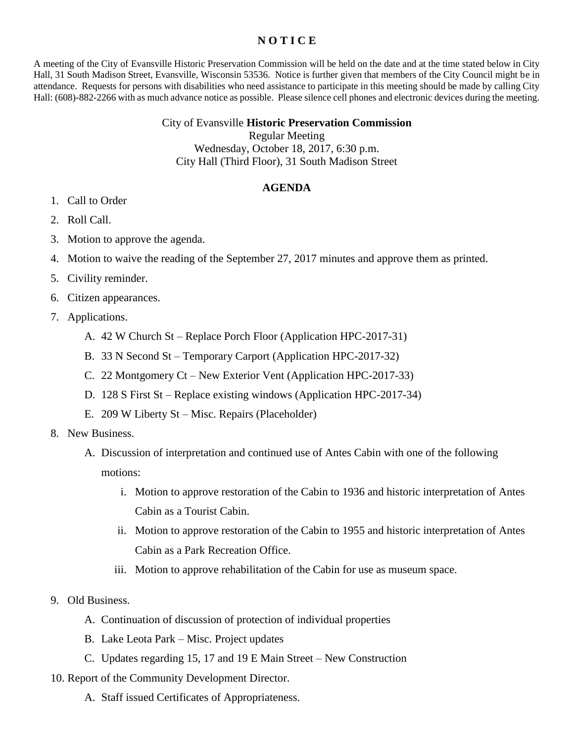# N O T I C E

A meeting of the City of Evansville Historic Preservation Commission will be held on the date and at the time stated below in City Hall, 31 South Madison Street, Evansville, Wisconsin 53536. Notice is further given that members of the City Council might be in attendance. Requests for persons with disabilities who need assistance to participate in this meeting should be made by calling City Hall: (608)-882-2266 with as much advance notice as possible. Please silence cell phones and electronic devices during the meeting.

City of Evansville **Historic Preservation Commission**
Regular Meeting
Wednesday, October 18, 2017, 6:30 p.m.
City Hall (Third Floor), 31 South Madison Street

## AGENDA

1. Call to Order
2. Roll Call.
3. Motion to approve the agenda.
4. Motion to waive the reading of the September 27, 2017 minutes and approve them as printed.
5. Civility reminder.
6. Citizen appearances.
7. Applications.
   - A. 42 W Church St – Replace Porch Floor (Application HPC-2017-31)
   - B. 33 N Second St – Temporary Carport (Application HPC-2017-32)
   - C. 22 Montgomery Ct – New Exterior Vent (Application HPC-2017-33)
   - D. 128 S First St – Replace existing windows (Application HPC-2017-34)
   - E. 209 W Liberty St – Misc. Repairs (Placeholder)
8. New Business.
   - A. Discussion of interpretation and continued use of Antes Cabin with one of the following motions:
     - i. Motion to approve restoration of the Cabin to 1936 and historic interpretation of Antes Cabin as a Tourist Cabin.
     - ii. Motion to approve restoration of the Cabin to 1955 and historic interpretation of Antes Cabin as a Park Recreation Office.
     - iii. Motion to approve rehabilitation of the Cabin for use as museum space.
9. Old Business.
   - A. Continuation of discussion of protection of individual properties
   - B. Lake Leota Park – Misc. Project updates
   - C. Updates regarding 15, 17 and 19 E Main Street – New Construction
10. Report of the Community Development Director.
    - A. Staff issued Certificates of Appropriateness.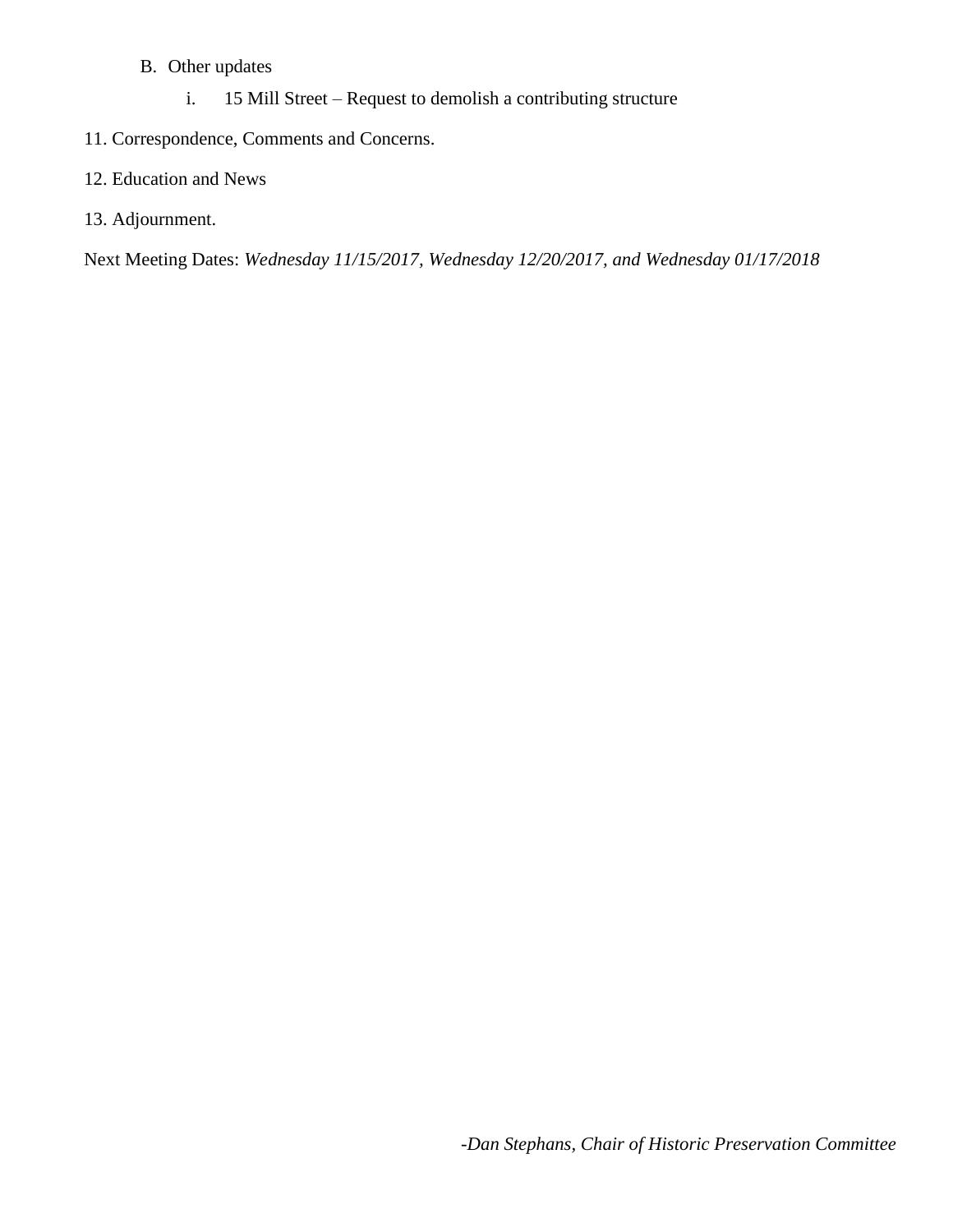B. Other updates

   i. 15 Mill Street – Request to demolish a contributing structure

11. Correspondence, Comments and Concerns.

12. Education and News

13. Adjournment.

Next Meeting Dates: *Wednesday 11/15/2017, Wednesday 12/20/2017, and Wednesday 01/17/2018*

*-Dan Stephans, Chair of Historic Preservation Committee*